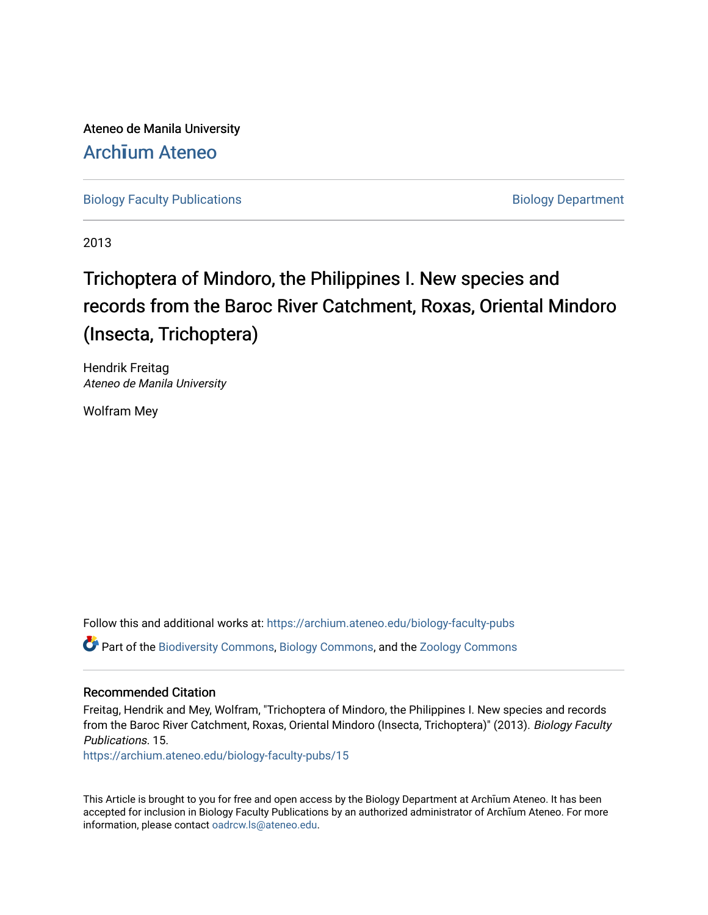Ateneo de Manila University

Archīum Ateneo

Biology Faculty Publications | Biology Department

2013

# Trichoptera of Mindoro, the Philippines I. New species and records from the Baroc River Catchment, Roxas, Oriental Mindoro (Insecta, Trichoptera)

Hendrik Freitag
*Ateneo de Manila University*

Wolfram Mey

Follow this and additional works at: https://archium.ateneo.edu/biology-faculty-pubs

Part of the Biodiversity Commons, Biology Commons, and the Zoology Commons

## Recommended Citation

Freitag, Hendrik and Mey, Wolfram, "Trichoptera of Mindoro, the Philippines I. New species and records from the Baroc River Catchment, Roxas, Oriental Mindoro (Insecta, Trichoptera)" (2013). *Biology Faculty Publications*. 15.
https://archium.ateneo.edu/biology-faculty-pubs/15

This Article is brought to you for free and open access by the Biology Department at Archīum Ateneo. It has been accepted for inclusion in Biology Faculty Publications by an authorized administrator of Archīum Ateneo. For more information, please contact oadrcw.ls@ateneo.edu.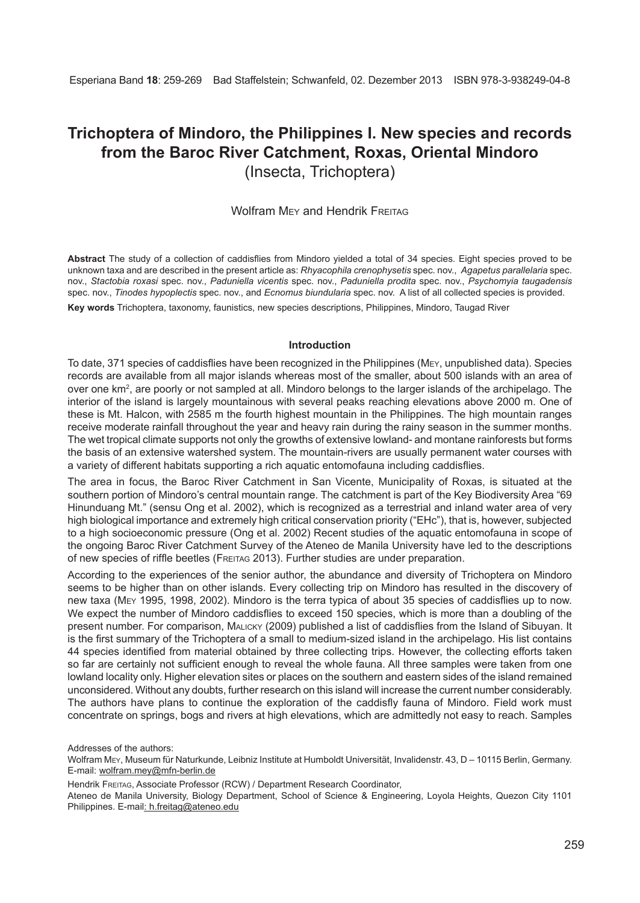# Trichoptera of Mindoro, the Philippines I. New species and records from the Baroc River Catchment, Roxas, Oriental Mindoro
(Insecta, Trichoptera)

Wolfram Mey and Hendrik Freitag

**Abstract** The study of a collection of caddisflies from Mindoro yielded a total of 34 species. Eight species proved to be unknown taxa and are described in the present article as: *Rhyacophila crenophysetis* spec. nov., *Agapetus parallelaria* spec. nov., *Stactobia roxasi* spec. nov., *Paduniella vicentis* spec. nov., *Paduniella prodita* spec. nov., *Psychomyia taugadensis* spec. nov., *Tinodes hypoplectis* spec. nov., and *Ecnomus biundularia* spec. nov. A list of all collected species is provided.

**Key words** Trichoptera, taxonomy, faunistics, new species descriptions, Philippines, Mindoro, Taugad River

## Introduction

To date, 371 species of caddisflies have been recognized in the Philippines (Mey, unpublished data). Species records are available from all major islands whereas most of the smaller, about 500 islands with an area of over one km², are poorly or not sampled at all. Mindoro belongs to the larger islands of the archipelago. The interior of the island is largely mountainous with several peaks reaching elevations above 2000 m. One of these is Mt. Halcon, with 2585 m the fourth highest mountain in the Philippines. The high mountain ranges receive moderate rainfall throughout the year and heavy rain during the rainy season in the summer months. The wet tropical climate supports not only the growths of extensive lowland- and montane rainforests but forms the basis of an extensive watershed system. The mountain-rivers are usually permanent water courses with a variety of different habitats supporting a rich aquatic entomofauna including caddisflies.

The area in focus, the Baroc River Catchment in San Vicente, Municipality of Roxas, is situated at the southern portion of Mindoro's central mountain range. The catchment is part of the Key Biodiversity Area "69 Hinunduang Mt." (sensu Ong et al. 2002), which is recognized as a terrestrial and inland water area of very high biological importance and extremely high critical conservation priority ("EHc"), that is, however, subjected to a high socioeconomic pressure (Ong et al. 2002) Recent studies of the aquatic entomofauna in scope of the ongoing Baroc River Catchment Survey of the Ateneo de Manila University have led to the descriptions of new species of riffle beetles (Freitag 2013). Further studies are under preparation.

According to the experiences of the senior author, the abundance and diversity of Trichoptera on Mindoro seems to be higher than on other islands. Every collecting trip on Mindoro has resulted in the discovery of new taxa (Mey 1995, 1998, 2002). Mindoro is the terra typica of about 35 species of caddisflies up to now. We expect the number of Mindoro caddisflies to exceed 150 species, which is more than a doubling of the present number. For comparison, Malicky (2009) published a list of caddisflies from the Island of Sibuyan. It is the first summary of the Trichoptera of a small to medium-sized island in the archipelago. His list contains 44 species identified from material obtained by three collecting trips. However, the collecting efforts taken so far are certainly not sufficient enough to reveal the whole fauna. All three samples were taken from one lowland locality only. Higher elevation sites or places on the southern and eastern sides of the island remained unconsidered. Without any doubts, further research on this island will increase the current number considerably. The authors have plans to continue the exploration of the caddisfly fauna of Mindoro. Field work must concentrate on springs, bogs and rivers at high elevations, which are admittedly not easy to reach. Samples

Addresses of the authors:

Wolfram Mey, Museum für Naturkunde, Leibniz Institute at Humboldt Universität, Invalidenstr. 43, D – 10115 Berlin, Germany. E-mail: wolfram.mey@mfn-berlin.de

Hendrik Freitag, Associate Professor (RCW) / Department Research Coordinator,
Ateneo de Manila University, Biology Department, School of Science & Engineering, Loyola Heights, Quezon City 1101 Philippines. E-mail: h.freitag@ateneo.edu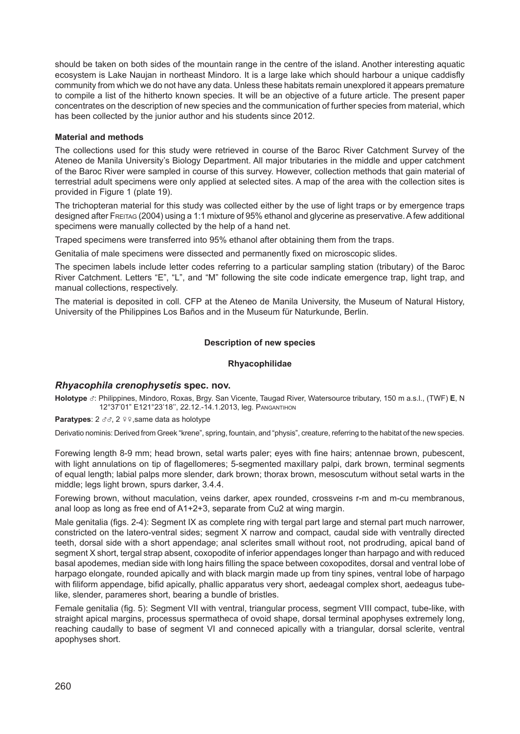should be taken on both sides of the mountain range in the centre of the island. Another interesting aquatic ecosystem is Lake Naujan in northeast Mindoro. It is a large lake which should harbour a unique caddisfly community from which we do not have any data. Unless these habitats remain unexplored it appears premature to compile a list of the hitherto known species. It will be an objective of a future article. The present paper concentrates on the description of new species and the communication of further species from material, which has been collected by the junior author and his students since 2012.

#### Material and methods

The collections used for this study were retrieved in course of the Baroc River Catchment Survey of the Ateneo de Manila University's Biology Department. All major tributaries in the middle and upper catchment of the Baroc River were sampled in course of this survey. However, collection methods that gain material of terrestrial adult specimens were only applied at selected sites. A map of the area with the collection sites is provided in Figure 1 (plate 19).

The trichopteran material for this study was collected either by the use of light traps or by emergence traps designed after Freitag (2004) using a 1:1 mixture of 95% ethanol and glycerine as preservative. A few additional specimens were manually collected by the help of a hand net.

Traped specimens were transferred into 95% ethanol after obtaining them from the traps.

Genitalia of male specimens were dissected and permanently fixed on microscopic slides.

The specimen labels include letter codes referring to a particular sampling station (tributary) of the Baroc River Catchment. Letters "E", "L", and "M" following the site code indicate emergence trap, light trap, and manual collections, respectively.

The material is deposited in coll. CFP at the Ateneo de Manila University, the Museum of Natural History, University of the Philippines Los Baños and in the Museum für Naturkunde, Berlin.

#### Description of new species

##### Rhyacophilidae

### *Rhyacophila crenophysetis* spec. nov.

**Holotype** ♂: Philippines, Mindoro, Roxas, Brgy. San Vicente, Taugad River, Watersource tributary, 150 m a.s.l., (TWF) **E**, N 12°37'01" E121°23'18'', 22.12.-14.1.2013, leg. Pangantihon

**Paratypes**: 2 ♂♂, 2 ♀♀,same data as holotype

Derivatio nominis: Derived from Greek "krene", spring, fountain, and "physis", creature, referring to the habitat of the new species.

Forewing length 8-9 mm; head brown, setal warts paler; eyes with fine hairs; antennae brown, pubescent, with light annulations on tip of flagellomeres; 5-segmented maxillary palpi, dark brown, terminal segments of equal length; labial palps more slender, dark brown; thorax brown, mesoscutum without setal warts in the middle; legs light brown, spurs darker, 3.4.4.

Forewing brown, without maculation, veins darker, apex rounded, crossveins r-m and m-cu membranous, anal loop as long as free end of A1+2+3, separate from Cu2 at wing margin.

Male genitalia (figs. 2-4): Segment IX as complete ring with tergal part large and sternal part much narrower, constricted on the latero-ventral sides; segment X narrow and compact, caudal side with ventrally directed teeth, dorsal side with a short appendage; anal sclerites small without root, not prodruding, apical band of segment X short, tergal strap absent, coxopodite of inferior appendages longer than harpago and with reduced basal apodemes, median side with long hairs filling the space between coxopodites, dorsal and ventral lobe of harpago elongate, rounded apically and with black margin made up from tiny spines, ventral lobe of harpago with filiform appendage, bifid apically, phallic apparatus very short, aedeagal complex short, aedeagus tube-like, slender, parameres short, bearing a bundle of bristles.

Female genitalia (fig. 5): Segment VII with ventral, triangular process, segment VIII compact, tube-like, with straight apical margins, processus spermatheca of ovoid shape, dorsal terminal apophyses extremely long, reaching caudally to base of segment VI and conneced apically with a triangular, dorsal sclerite, ventral apophyses short.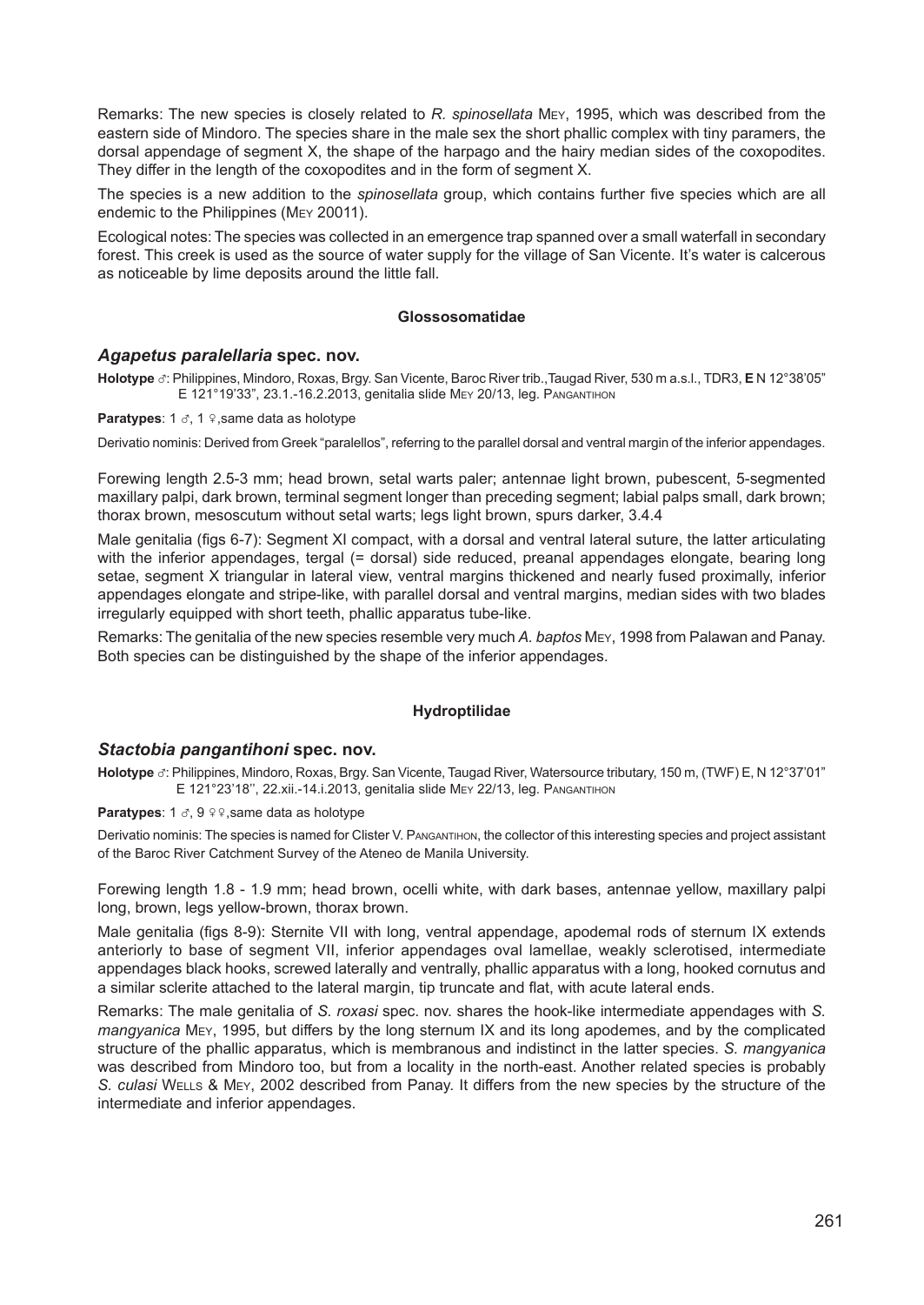Remarks: The new species is closely related to *R. spinosellata* Mey, 1995, which was described from the eastern side of Mindoro. The species share in the male sex the short phallic complex with tiny paramers, the dorsal appendage of segment X, the shape of the harpago and the hairy median sides of the coxopodites. They differ in the length of the coxopodites and in the form of segment X.

The species is a new addition to the *spinosellata* group, which contains further five species which are all endemic to the Philippines (Mey 20011).

Ecological notes: The species was collected in an emergence trap spanned over a small waterfall in secondary forest. This creek is used as the source of water supply for the village of San Vicente. It's water is calcerous as noticeable by lime deposits around the little fall.

#### Glossosomatidae

### *Agapetus paralellaria* spec. nov.

**Holotype** ♂: Philippines, Mindoro, Roxas, Brgy. San Vicente, Baroc River trib.,Taugad River, 530 m a.s.l., TDR3, **E** N 12°38'05" E 121°19'33", 23.1.-16.2.2013, genitalia slide Mey 20/13, leg. Pangantihon

**Paratypes**: 1 ♂, 1 ♀,same data as holotype

Derivatio nominis: Derived from Greek "paralellos", referring to the parallel dorsal and ventral margin of the inferior appendages.

Forewing length 2.5-3 mm; head brown, setal warts paler; antennae light brown, pubescent, 5-segmented maxillary palpi, dark brown, terminal segment longer than preceding segment; labial palps small, dark brown; thorax brown, mesoscutum without setal warts; legs light brown, spurs darker, 3.4.4

Male genitalia (figs 6-7): Segment XI compact, with a dorsal and ventral lateral suture, the latter articulating with the inferior appendages, tergal (= dorsal) side reduced, preanal appendages elongate, bearing long setae, segment X triangular in lateral view, ventral margins thickened and nearly fused proximally, inferior appendages elongate and stripe-like, with parallel dorsal and ventral margins, median sides with two blades irregularly equipped with short teeth, phallic apparatus tube-like.

Remarks: The genitalia of the new species resemble very much *A. baptos* Mey, 1998 from Palawan and Panay. Both species can be distinguished by the shape of the inferior appendages.

#### Hydroptilidae

### *Stactobia pangantihoni* spec. nov.

**Holotype** ♂: Philippines, Mindoro, Roxas, Brgy. San Vicente, Taugad River, Watersource tributary, 150 m, (TWF) E, N 12°37'01" E 121°23'18'', 22.xii.-14.i.2013, genitalia slide Mey 22/13, leg. Pangantihon

**Paratypes**: 1 ♂, 9 ♀♀,same data as holotype

Derivatio nominis: The species is named for Clister V. Pangantihon, the collector of this interesting species and project assistant of the Baroc River Catchment Survey of the Ateneo de Manila University.

Forewing length 1.8 - 1.9 mm; head brown, ocelli white, with dark bases, antennae yellow, maxillary palpi long, brown, legs yellow-brown, thorax brown.

Male genitalia (figs 8-9): Sternite VII with long, ventral appendage, apodemal rods of sternum IX extends anteriorly to base of segment VII, inferior appendages oval lamellae, weakly sclerotised, intermediate appendages black hooks, screwed laterally and ventrally, phallic apparatus with a long, hooked cornutus and a similar sclerite attached to the lateral margin, tip truncate and flat, with acute lateral ends.

Remarks: The male genitalia of *S. roxasi* spec. nov. shares the hook-like intermediate appendages with *S. mangyanica* Mey, 1995, but differs by the long sternum IX and its long apodemes, and by the complicated structure of the phallic apparatus, which is membranous and indistinct in the latter species. *S. mangyanica* was described from Mindoro too, but from a locality in the north-east. Another related species is probably *S. culasi* Wells & Mey, 2002 described from Panay. It differs from the new species by the structure of the intermediate and inferior appendages.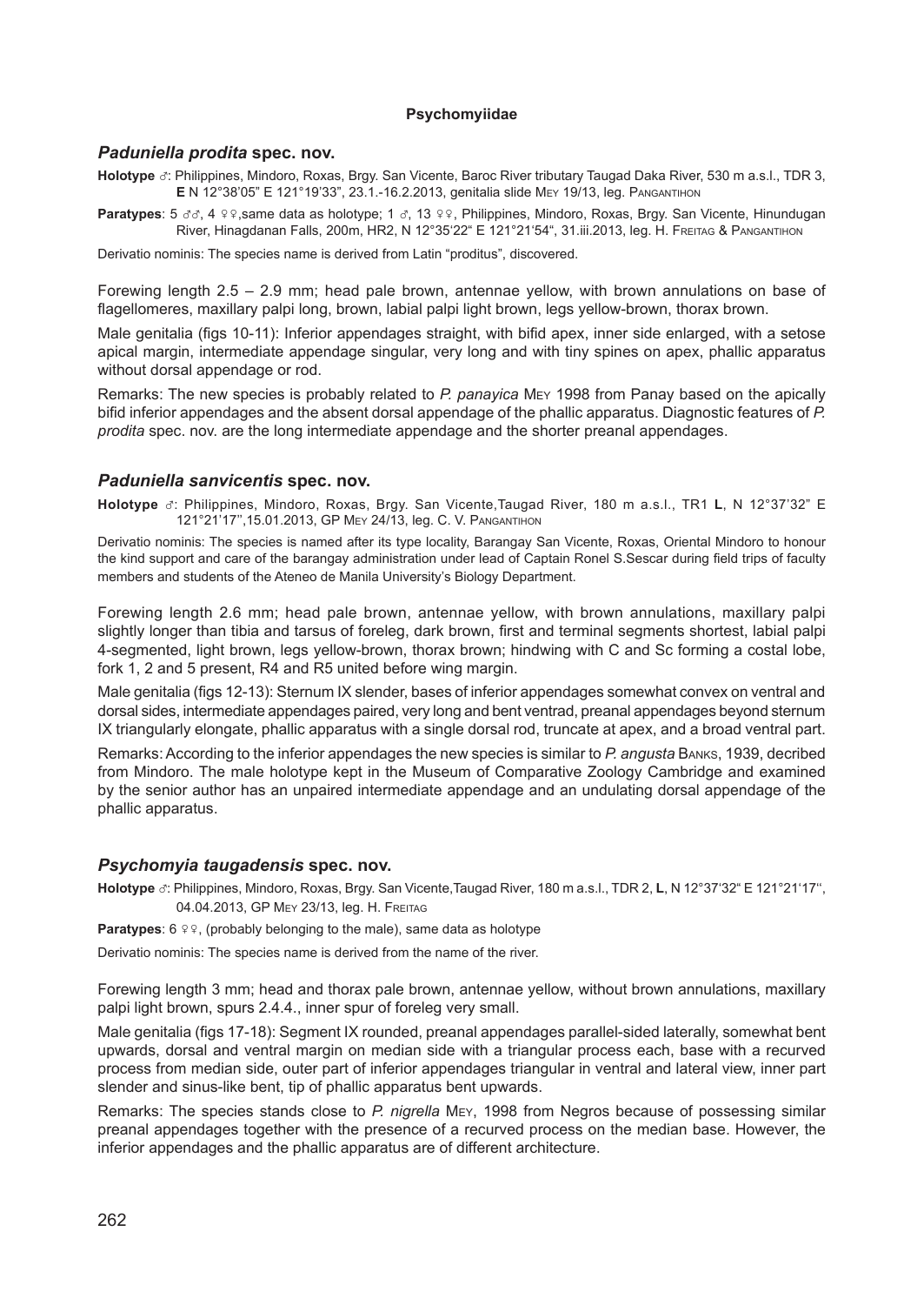**Psychomyiidae**

### *Paduniella prodita* spec. nov.

**Holotype** ♂: Philippines, Mindoro, Roxas, Brgy. San Vicente, Baroc River tributary Taugad Daka River, 530 m a.s.l., TDR 3, **E** N 12°38'05" E 121°19'33", 23.1.-16.2.2013, genitalia slide Mey 19/13, leg. Pangantihon

**Paratypes**: 5 ♂♂, 4 ♀♀,same data as holotype; 1 ♂, 13 ♀♀, Philippines, Mindoro, Roxas, Brgy. San Vicente, Hinundugan River, Hinagdanan Falls, 200m, HR2, N 12°35'22" E 121°21'54", 31.iii.2013, leg. H. Freitag & Pangantihon

Derivatio nominis: The species name is derived from Latin "proditus", discovered.

Forewing length 2.5 – 2.9 mm; head pale brown, antennae yellow, with brown annulations on base of flagellomeres, maxillary palpi long, brown, labial palpi light brown, legs yellow-brown, thorax brown.

Male genitalia (figs 10-11): Inferior appendages straight, with bifid apex, inner side enlarged, with a setose apical margin, intermediate appendage singular, very long and with tiny spines on apex, phallic apparatus without dorsal appendage or rod.

Remarks: The new species is probably related to *P. panayica* Mey 1998 from Panay based on the apically bifid inferior appendages and the absent dorsal appendage of the phallic apparatus. Diagnostic features of *P. prodita* spec. nov. are the long intermediate appendage and the shorter preanal appendages.

### *Paduniella sanvicentis* spec. nov.

**Holotype** ♂: Philippines, Mindoro, Roxas, Brgy. San Vicente,Taugad River, 180 m a.s.l., TR1 **L**, N 12°37'32" E 121°21'17'',15.01.2013, GP Mey 24/13, leg. C. V. Pangantihon

Derivatio nominis: The species is named after its type locality, Barangay San Vicente, Roxas, Oriental Mindoro to honour the kind support and care of the barangay administration under lead of Captain Ronel S.Sescar during field trips of faculty members and students of the Ateneo de Manila University's Biology Department.

Forewing length 2.6 mm; head pale brown, antennae yellow, with brown annulations, maxillary palpi slightly longer than tibia and tarsus of foreleg, dark brown, first and terminal segments shortest, labial palpi 4-segmented, light brown, legs yellow-brown, thorax brown; hindwing with C and Sc forming a costal lobe, fork 1, 2 and 5 present, R4 and R5 united before wing margin.

Male genitalia (figs 12-13): Sternum IX slender, bases of inferior appendages somewhat convex on ventral and dorsal sides, intermediate appendages paired, very long and bent ventrad, preanal appendages beyond sternum IX triangularly elongate, phallic apparatus with a single dorsal rod, truncate at apex, and a broad ventral part.

Remarks: According to the inferior appendages the new species is similar to *P. angusta* Banks, 1939, decribed from Mindoro. The male holotype kept in the Museum of Comparative Zoology Cambridge and examined by the senior author has an unpaired intermediate appendage and an undulating dorsal appendage of the phallic apparatus.

### *Psychomyia taugadensis* spec. nov.

**Holotype** ♂: Philippines, Mindoro, Roxas, Brgy. San Vicente,Taugad River, 180 m a.s.l., TDR 2, **L**, N 12°37'32" E 121°21'17'', 04.04.2013, GP Mey 23/13, leg. H. Freitag

**Paratypes**: 6 ♀♀, (probably belonging to the male), same data as holotype

Derivatio nominis: The species name is derived from the name of the river.

Forewing length 3 mm; head and thorax pale brown, antennae yellow, without brown annulations, maxillary palpi light brown, spurs 2.4.4., inner spur of foreleg very small.

Male genitalia (figs 17-18): Segment IX rounded, preanal appendages parallel-sided laterally, somewhat bent upwards, dorsal and ventral margin on median side with a triangular process each, base with a recurved process from median side, outer part of inferior appendages triangular in ventral and lateral view, inner part slender and sinus-like bent, tip of phallic apparatus bent upwards.

Remarks: The species stands close to *P. nigrella* Mey, 1998 from Negros because of possessing similar preanal appendages together with the presence of a recurved process on the median base. However, the inferior appendages and the phallic apparatus are of different architecture.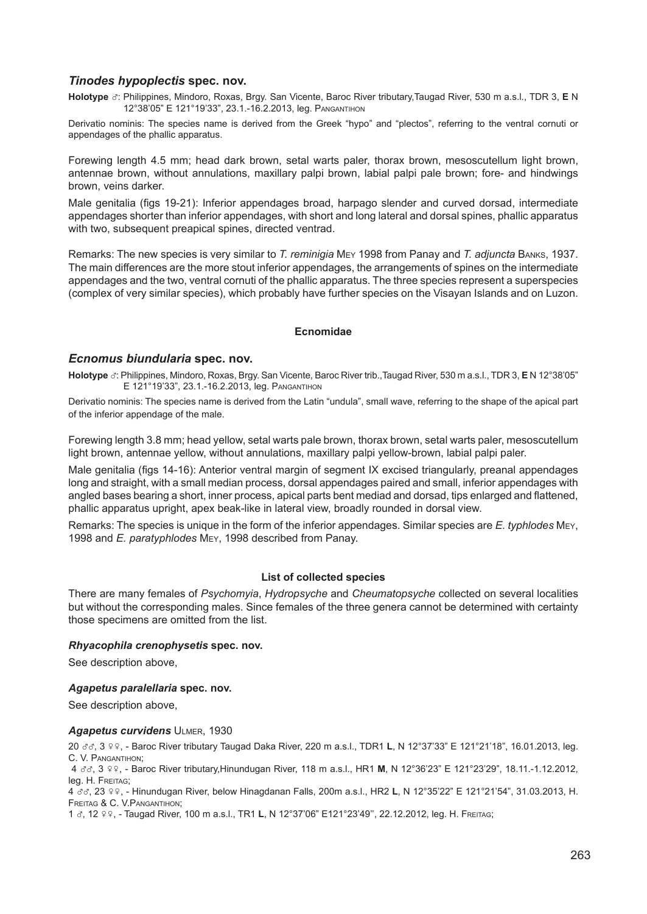## *Tinodes hypoplectis* spec. nov.

**Holotype** ♂: Philippines, Mindoro, Roxas, Brgy. San Vicente, Baroc River tributary,Taugad River, 530 m a.s.l., TDR 3, **E** N 12°38'05" E 121°19'33", 23.1.-16.2.2013, leg. Pangantihon

Derivatio nominis: The species name is derived from the Greek "hypo" and "plectos", referring to the ventral cornuti or appendages of the phallic apparatus.

Forewing length 4.5 mm; head dark brown, setal warts paler, thorax brown, mesoscutellum light brown, antennae brown, without annulations, maxillary palpi brown, labial palpi pale brown; fore- and hindwings brown, veins darker.

Male genitalia (figs 19-21): Inferior appendages broad, harpago slender and curved dorsad, intermediate appendages shorter than inferior appendages, with short and long lateral and dorsal spines, phallic apparatus with two, subsequent preapical spines, directed ventrad.

Remarks: The new species is very similar to *T. reminigia* Mey 1998 from Panay and *T. adjuncta* Banks, 1937. The main differences are the more stout inferior appendages, the arrangements of spines on the intermediate appendages and the two, ventral cornuti of the phallic apparatus. The three species represent a superspecies (complex of very similar species), which probably have further species on the Visayan Islands and on Luzon.

### Ecnomidae

## *Ecnomus biundularia* spec. nov.

**Holotype** ♂: Philippines, Mindoro, Roxas, Brgy. San Vicente, Baroc River trib.,Taugad River, 530 m a.s.l., TDR 3, **E** N 12°38'05" E 121°19'33", 23.1.-16.2.2013, leg. Pangantihon

Derivatio nominis: The species name is derived from the Latin "undula", small wave, referring to the shape of the apical part of the inferior appendage of the male.

Forewing length 3.8 mm; head yellow, setal warts pale brown, thorax brown, setal warts paler, mesoscutellum light brown, antennae yellow, without annulations, maxillary palpi yellow-brown, labial palpi paler.

Male genitalia (figs 14-16): Anterior ventral margin of segment IX excised triangularly, preanal appendages long and straight, with a small median process, dorsal appendages paired and small, inferior appendages with angled bases bearing a short, inner process, apical parts bent mediad and dorsad, tips enlarged and flattened, phallic apparatus upright, apex beak-like in lateral view, broadly rounded in dorsal view.

Remarks: The species is unique in the form of the inferior appendages. Similar species are *E. typhlodes* Mey, 1998 and *E. paratyphlodes* Mey, 1998 described from Panay.

### List of collected species

There are many females of *Psychomyia*, *Hydropsyche* and *Cheumatopsyche* collected on several localities but without the corresponding males. Since females of the three genera cannot be determined with certainty those specimens are omitted from the list.

#### *Rhyacophila crenophysetis* spec. nov.

See description above,

#### *Agapetus paralellaria* spec. nov.

See description above,

#### *Agapetus curvidens* Ulmer, 1930

20 ♂♂, 3 ♀♀, - Baroc River tributary Taugad Daka River, 220 m a.s.l., TDR1 **L**, N 12°37'33" E 121°21'18", 16.01.2013, leg. C. V. Pangantihon;

4 ♂♂, 3 ♀♀, - Baroc River tributary,Hinundugan River, 118 m a.s.l., HR1 **M**, N 12°36'23" E 121°23'29", 18.11.-1.12.2012, leg. H. Freitag;

4 ♂♂, 23 ♀♀, - Hinundugan River, below Hinagdanan Falls, 200m a.s.l., HR2 **L**, N 12°35'22" E 121°21'54", 31.03.2013, H. Freitag & C. V.Pangantihon;

1 ♂, 12 ♀♀, - Taugad River, 100 m a.s.l., TR1 **L**, N 12°37'06" E121°23'49'', 22.12.2012, leg. H. Freitag;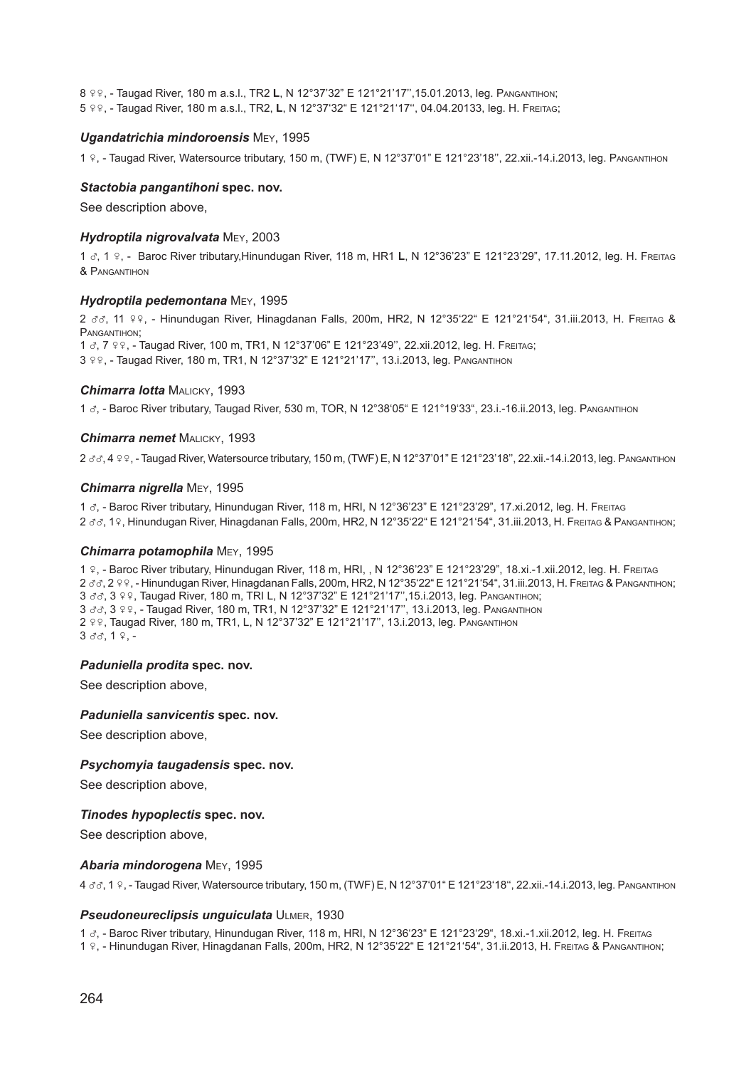8 ♀♀, - Taugad River, 180 m a.s.l., TR2 **L**, N 12°37'32" E 121°21'17'',15.01.2013, leg. Pangantihon;
5 ♀♀, - Taugad River, 180 m a.s.l., TR2, **L**, N 12°37'32" E 121°21'17'', 04.04.20133, leg. H. Freitag;

#### *Ugandatrichia mindoroensis* Mey, 1995

1 ♀, - Taugad River, Watersource tributary, 150 m, (TWF) E, N 12°37'01" E 121°23'18'', 22.xii.-14.i.2013, leg. Pangantihon

#### *Stactobia pangantihoni* spec. nov.

See description above,

#### *Hydroptila nigrovalvata* Mey, 2003

1 ♂, 1 ♀, - Baroc River tributary,Hinundugan River, 118 m, HR1 **L**, N 12°36'23" E 121°23'29", 17.11.2012, leg. H. Freitag & Pangantihon

#### *Hydroptila pedemontana* Mey, 1995

2 ♂♂, 11 ♀♀, - Hinundugan River, Hinagdanan Falls, 200m, HR2, N 12°35'22" E 121°21'54", 31.iii.2013, H. Freitag & Pangantihon;
1 ♂, 7 ♀♀, - Taugad River, 100 m, TR1, N 12°37'06" E 121°23'49'', 22.xii.2012, leg. H. Freitag;
3 ♀♀, - Taugad River, 180 m, TR1, N 12°37'32" E 121°21'17'', 13.i.2013, leg. Pangantihon

#### *Chimarra lotta* Malicky, 1993

1 ♂, - Baroc River tributary, Taugad River, 530 m, TOR, N 12°38'05" E 121°19'33", 23.i.-16.ii.2013, leg. Pangantihon

#### *Chimarra nemet* Malicky, 1993

2 ♂♂, 4 ♀♀, - Taugad River, Watersource tributary, 150 m, (TWF) E, N 12°37'01" E 121°23'18'', 22.xii.-14.i.2013, leg. Pangantihon

#### *Chimarra nigrella* Mey, 1995

1 ♂, - Baroc River tributary, Hinundugan River, 118 m, HRI, N 12°36'23" E 121°23'29", 17.xi.2012, leg. H. Freitag
2 ♂♂, 1♀, Hinundugan River, Hinagdanan Falls, 200m, HR2, N 12°35'22" E 121°21'54", 31.iii.2013, H. Freitag & Pangantihon;

#### *Chimarra potamophila* Mey, 1995

1 ♀, - Baroc River tributary, Hinundugan River, 118 m, HRI, , N 12°36'23" E 121°23'29", 18.xi.-1.xii.2012, leg. H. Freitag
2 ♂♂, 2 ♀♀, - Hinundugan River, Hinagdanan Falls, 200m, HR2, N 12°35'22" E 121°21'54", 31.iii.2013, H. Freitag & Pangantihon;
3 ♂♂, 3 ♀♀, Taugad River, 180 m, TRI L, N 12°37'32" E 121°21'17'',15.i.2013, leg. Pangantihon;
3 ♂♂, 3 ♀♀, - Taugad River, 180 m, TR1, N 12°37'32" E 121°21'17'', 13.i.2013, leg. Pangantihon
2 ♀♀, Taugad River, 180 m, TR1, L, N 12°37'32" E 121°21'17'', 13.i.2013, leg. Pangantihon
3 ♂♂, 1 ♀, -

#### *Paduniella prodita* spec. nov.

See description above,

#### *Paduniella sanvicentis* spec. nov.

See description above,

#### *Psychomyia taugadensis* spec. nov.

See description above,

#### *Tinodes hypoplectis* spec. nov.

See description above,

#### *Abaria mindorogena* Mey, 1995

4 ♂♂, 1 ♀, - Taugad River, Watersource tributary, 150 m, (TWF) E, N 12°37'01" E 121°23'18'', 22.xii.-14.i.2013, leg. Pangantihon

#### *Pseudoneureclipsis unguiculata* Ulmer, 1930

1 ♂, - Baroc River tributary, Hinundugan River, 118 m, HRI, N 12°36'23" E 121°23'29", 18.xi.-1.xii.2012, leg. H. Freitag
1 ♀, - Hinundugan River, Hinagdanan Falls, 200m, HR2, N 12°35'22" E 121°21'54", 31.ii.2013, H. Freitag & Pangantihon;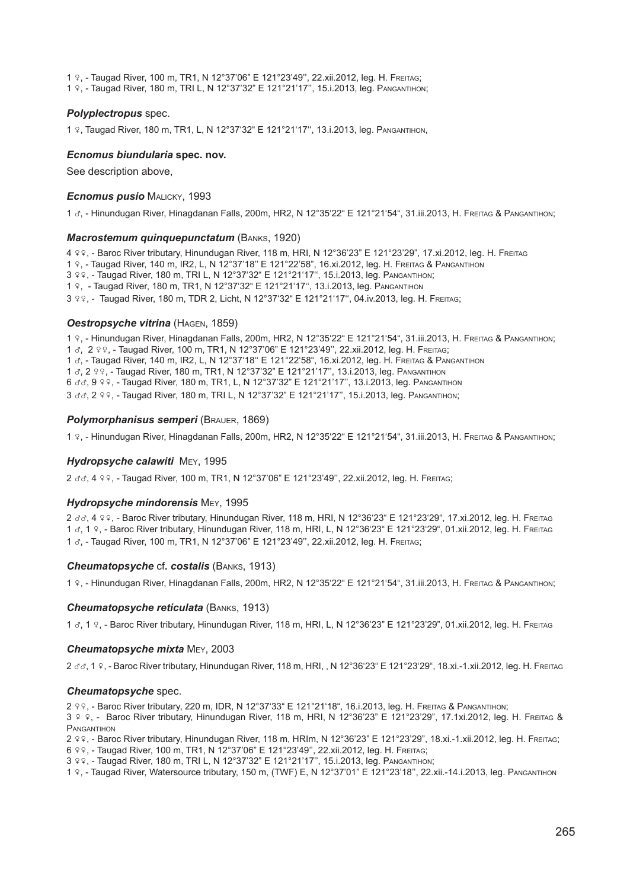1 ♀, - Taugad River, 100 m, TR1, N 12°37'06" E 121°23'49'', 22.xii.2012, leg. H. Freitag;
1 ♀, - Taugad River, 180 m, TRI L, N 12°37'32" E 121°21'17'', 15.i.2013, leg. Pangantihon;

### *Polyplectropus* spec.

1 ♀, Taugad River, 180 m, TR1, L, N 12°37'32" E 121°21'17'', 13.i.2013, leg. Pangantihon,

### *Ecnomus biundularia* spec. nov.

See description above,

### *Ecnomus pusio* Malicky, 1993

1 ♂, - Hinundugan River, Hinagdanan Falls, 200m, HR2, N 12°35'22" E 121°21'54", 31.iii.2013, H. Freitag & Pangantihon;

### *Macrostemum quinquepunctatum* (Banks, 1920)

4 ♀♀, - Baroc River tributary, Hinundugan River, 118 m, HRI, N 12°36'23" E 121°23'29", 17.xi.2012, leg. H. Freitag
1 ♀, - Taugad River, 140 m, IR2, L, N 12°37'18" E 121°22'58", 16.xi.2012, leg. H. Freitag & Pangantihon
3 ♀♀, - Taugad River, 180 m, TRI L, N 12°37'32" E 121°21'17'', 15.i.2013, leg. Pangantihon;
1 ♀, - Taugad River, 180 m, TR1, N 12°37'32" E 121°21'17'', 13.i.2013, leg. Pangantihon
3 ♀♀, - Taugad River, 180 m, TDR 2, Licht, N 12°37'32" E 121°21'17'', 04.iv.2013, leg. H. Freitag;

### *Oestropsyche vitrina* (Hagen, 1859)

1 ♀, - Hinundugan River, Hinagdanan Falls, 200m, HR2, N 12°35'22" E 121°21'54", 31.iii.2013, H. Freitag & Pangantihon;
1 ♂, 2 ♀♀, - Taugad River, 100 m, TR1, N 12°37'06" E 121°23'49'', 22.xii.2012, leg. H. Freitag;
1 ♂, - Taugad River, 140 m, IR2, L, N 12°37'18" E 121°22'58", 16.xi.2012, leg. H. Freitag & Pangantihon
1 ♂, 2 ♀♀, - Taugad River, 180 m, TR1, N 12°37'32" E 121°21'17'', 13.i.2013, leg. Pangantihon
6 ♂♂, 9 ♀♀, - Taugad River, 180 m, TR1, L, N 12°37'32" E 121°21'17'', 13.i.2013, leg. Pangantihon
3 ♂♂, 2 ♀♀, - Taugad River, 180 m, TRI L, N 12°37'32" E 121°21'17'', 15.i.2013, leg. Pangantihon;

### *Polymorphanisus semperi* (Brauer, 1869)

1 ♀, - Hinundugan River, Hinagdanan Falls, 200m, HR2, N 12°35'22" E 121°21'54", 31.iii.2013, H. Freitag & Pangantihon;

### *Hydropsyche calawiti* Mey, 1995

2 ♂♂, 4 ♀♀, - Taugad River, 100 m, TR1, N 12°37'06" E 121°23'49'', 22.xii.2012, leg. H. Freitag;

### *Hydropsyche mindorensis* Mey, 1995

2 ♂♂, 4 ♀♀, - Baroc River tributary, Hinundugan River, 118 m, HRI, N 12°36'23" E 121°23'29", 17.xi.2012, leg. H. Freitag
1 ♂, 1 ♀, - Baroc River tributary, Hinundugan River, 118 m, HRI, L, N 12°36'23" E 121°23'29", 01.xii.2012, leg. H. Freitag
1 ♂, - Taugad River, 100 m, TR1, N 12°37'06" E 121°23'49'', 22.xii.2012, leg. H. Freitag;

### *Cheumatopsyche* cf. *costalis* (Banks, 1913)

1 ♀, - Hinundugan River, Hinagdanan Falls, 200m, HR2, N 12°35'22" E 121°21'54", 31.iii.2013, H. Freitag & Pangantihon;

### *Cheumatopsyche reticulata* (Banks, 1913)

1 ♂, 1 ♀, - Baroc River tributary, Hinundugan River, 118 m, HRI, L, N 12°36'23" E 121°23'29", 01.xii.2012, leg. H. Freitag

### *Cheumatopsyche mixta* Mey, 2003

2 ♂♂, 1 ♀, - Baroc River tributary, Hinundugan River, 118 m, HRI, , N 12°36'23" E 121°23'29", 18.xi.-1.xii.2012, leg. H. Freitag

### *Cheumatopsyche* spec.

2 ♀♀, - Baroc River tributary, 220 m, IDR, N 12°37'33" E 121°21'18", 16.i.2013, leg. H. Freitag & Pangantihon;
3 ♀ ♀, - Baroc River tributary, Hinundugan River, 118 m, HRI, N 12°36'23" E 121°23'29", 17.1xi.2012, leg. H. Freitag & Pangantihon
2 ♀♀, - Baroc River tributary, Hinundugan River, 118 m, HRIm, N 12°36'23" E 121°23'29", 18.xi.-1.xii.2012, leg. H. Freitag;
6 ♀♀, - Taugad River, 100 m, TR1, N 12°37'06" E 121°23'49'', 22.xii.2012, leg. H. Freitag;
3 ♀♀, - Taugad River, 180 m, TRI L, N 12°37'32" E 121°21'17'', 15.i.2013, leg. Pangantihon;
1 ♀, - Taugad River, Watersource tributary, 150 m, (TWF) E, N 12°37'01" E 121°23'18'', 22.xii.-14.i.2013, leg. Pangantihon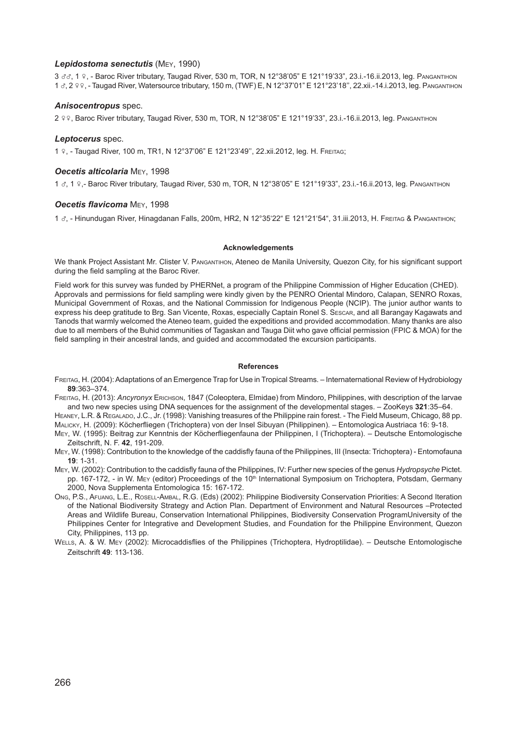### *Lepidostoma senectutis* (Mey, 1990)

3 ♂♂, 1 ♀, - Baroc River tributary, Taugad River, 530 m, TOR, N 12°38'05" E 121°19'33", 23.i.-16.ii.2013, leg. Pangantihon
1 ♂, 2 ♀♀, - Taugad River, Watersource tributary, 150 m, (TWF) E, N 12°37'01" E 121°23'18'', 22.xii.-14.i.2013, leg. Pangantihon

### *Anisocentropus* spec.

2 ♀♀, Baroc River tributary, Taugad River, 530 m, TOR, N 12°38'05" E 121°19'33", 23.i.-16.ii.2013, leg. Pangantihon

### *Leptocerus* spec.

1 ♀, - Taugad River, 100 m, TR1, N 12°37'06" E 121°23'49'', 22.xii.2012, leg. H. Freitag;

### *Oecetis alticolaria* Mey, 1998

1 ♂, 1 ♀,- Baroc River tributary, Taugad River, 530 m, TOR, N 12°38'05" E 121°19'33", 23.i.-16.ii.2013, leg. Pangantihon

### *Oecetis flavicoma* Mey, 1998

1 ♂, - Hinundugan River, Hinagdanan Falls, 200m, HR2, N 12°35'22" E 121°21'54", 31.iii.2013, H. Freitag & Pangantihon;

#### Acknowledgements

We thank Project Assistant Mr. Clister V. Pangantihon, Ateneo de Manila University, Quezon City, for his significant support during the field sampling at the Baroc River.

Field work for this survey was funded by PHERNet, a program of the Philippine Commission of Higher Education (CHED). Approvals and permissions for field sampling were kindly given by the PENRO Oriental Mindoro, Calapan, SENRO Roxas, Municipal Government of Roxas, and the National Commission for Indigenous People (NCIP). The junior author wants to express his deep gratitude to Brg. San Vicente, Roxas, especially Captain Ronel S. Sescar, and all Barangay Kagawats and Tanods that warmly welcomed the Ateneo team, guided the expeditions and provided accommodation. Many thanks are also due to all members of the Buhid communities of Tagaskan and Tauga Diit who gave official permission (FPIC & MOA) for the field sampling in their ancestral lands, and guided and accommodated the excursion participants.

#### References

Freitag, H. (2004): Adaptations of an Emergence Trap for Use in Tropical Streams. – Internaternational Review of Hydrobiology **89**:363–374.

Freitag, H. (2013): *Ancyronyx* Erichson, 1847 (Coleoptera, Elmidae) from Mindoro, Philippines, with description of the larvae and two new species using DNA sequences for the assignment of the developmental stages. – ZooKeys **321**:35–64.

Heaney, L.R. & Regalado, J.C., Jr. (1998): Vanishing treasures of the Philippine rain forest. - The Field Museum, Chicago, 88 pp.

Malicky, H. (2009): Köcherfliegen (Trichoptera) von der Insel Sibuyan (Philippinen). – Entomologica Austriaca 16: 9-18.

Mey, W. (1995): Beitrag zur Kenntnis der Köcherfliegenfauna der Philippinen, I (Trichoptera). – Deutsche Entomologische Zeitschrift, N. F. **42**, 191-209.

Mey, W. (1998): Contribution to the knowledge of the caddisfly fauna of the Philippines, III (Insecta: Trichoptera) - Entomofauna **19**: 1-31.

Mey, W. (2002): Contribution to the caddisfly fauna of the Philippines, IV: Further new species of the genus *Hydropsyche* Pictet. pp. 167-172, - in W. Mey (editor) Proceedings of the 10th International Symposium on Trichoptera, Potsdam, Germany 2000, Nova Supplementa Entomologica 15: 167-172.

Ong, P.S., Afuang, L.E., Rosell-Ambal, R.G. (Eds) (2002): Philippine Biodiversity Conservation Priorities: A Second Iteration of the National Biodiversity Strategy and Action Plan. Department of Environment and Natural Resources –Protected Areas and Wildlife Bureau, Conservation International Philippines, Biodiversity Conservation ProgramUniversity of the Philippines Center for Integrative and Development Studies, and Foundation for the Philippine Environment, Quezon City, Philippines, 113 pp.

Wells, A. & W. Mey (2002): Microcaddisflies of the Philippines (Trichoptera, Hydroptilidae). – Deutsche Entomologische Zeitschrift **49**: 113-136.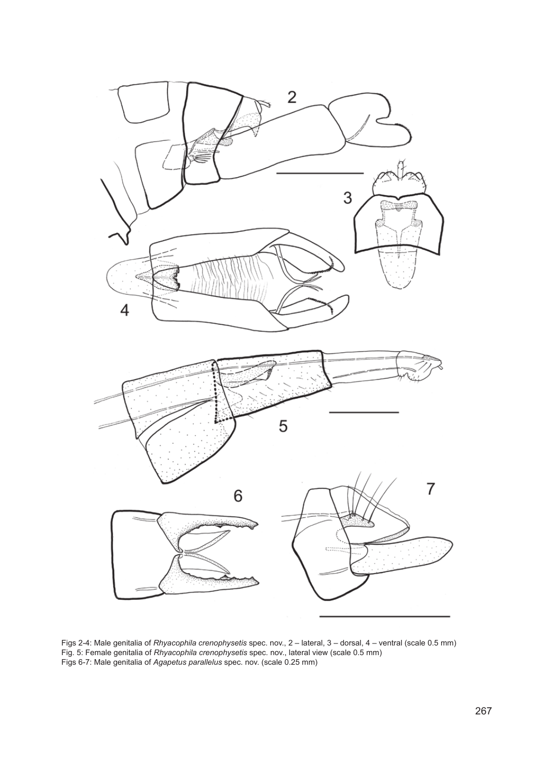Figs 2-4: Male genitalia of *Rhyacophila crenophysetis* spec. nov., 2 – lateral, 3 – dorsal, 4 – ventral (scale 0.5 mm)
Fig. 5: Female genitalia of *Rhyacophila crenophysetis* spec. nov., lateral view (scale 0.5 mm)
Figs 6-7: Male genitalia of *Agapetus parallelus* spec. nov. (scale 0.25 mm)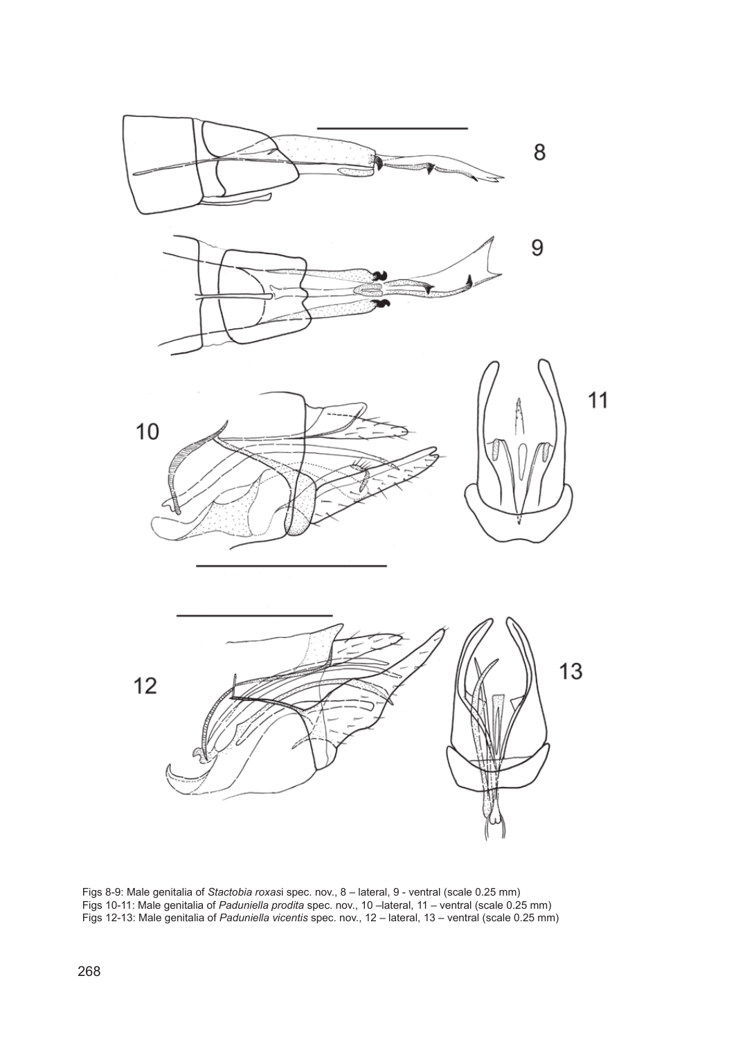Figs 8-9: Male genitalia of *Stactobia roxasi* spec. nov., 8 – lateral, 9 - ventral (scale 0.25 mm)
Figs 10-11: Male genitalia of *Paduniella prodita* spec. nov., 10 –lateral, 11 – ventral (scale 0.25 mm)
Figs 12-13: Male genitalia of *Paduniella vicentis* spec. nov., 12 – lateral, 13 – ventral (scale 0.25 mm)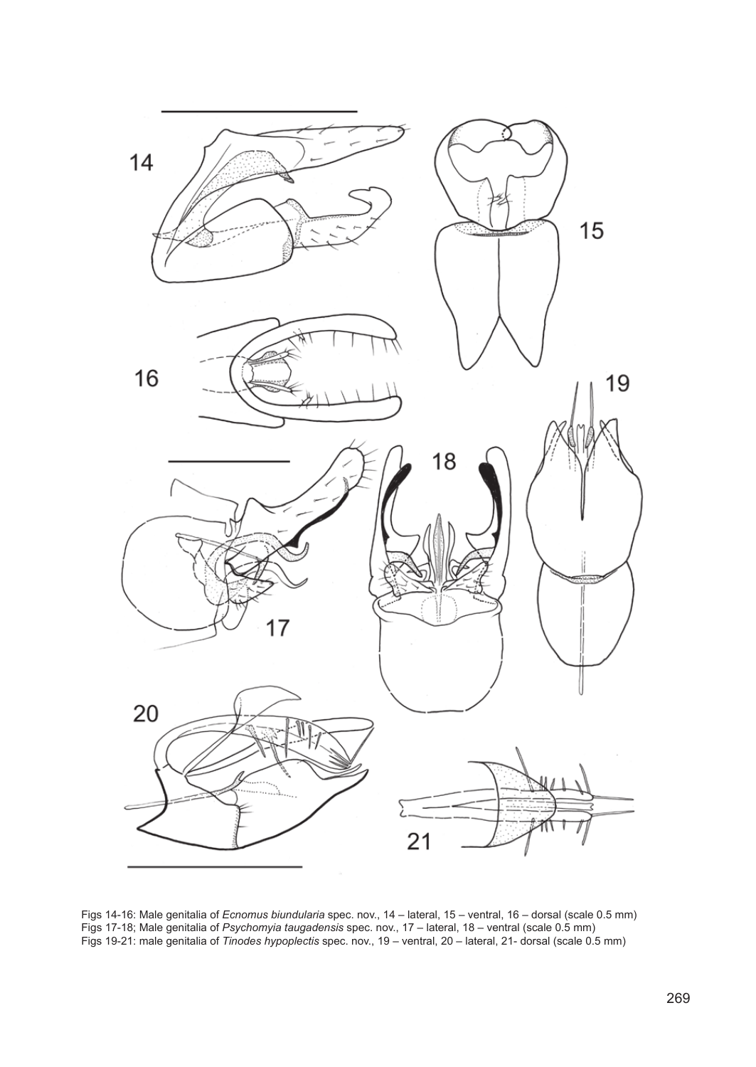Figs 14-16: Male genitalia of *Ecnomus biundularia* spec. nov., 14 – lateral, 15 – ventral, 16 – dorsal (scale 0.5 mm)
Figs 17-18; Male genitalia of *Psychomyia taugadensis* spec. nov., 17 – lateral, 18 – ventral (scale 0.5 mm)
Figs 19-21: male genitalia of *Tinodes hypoplectis* spec. nov., 19 – ventral, 20 – lateral, 21- dorsal (scale 0.5 mm)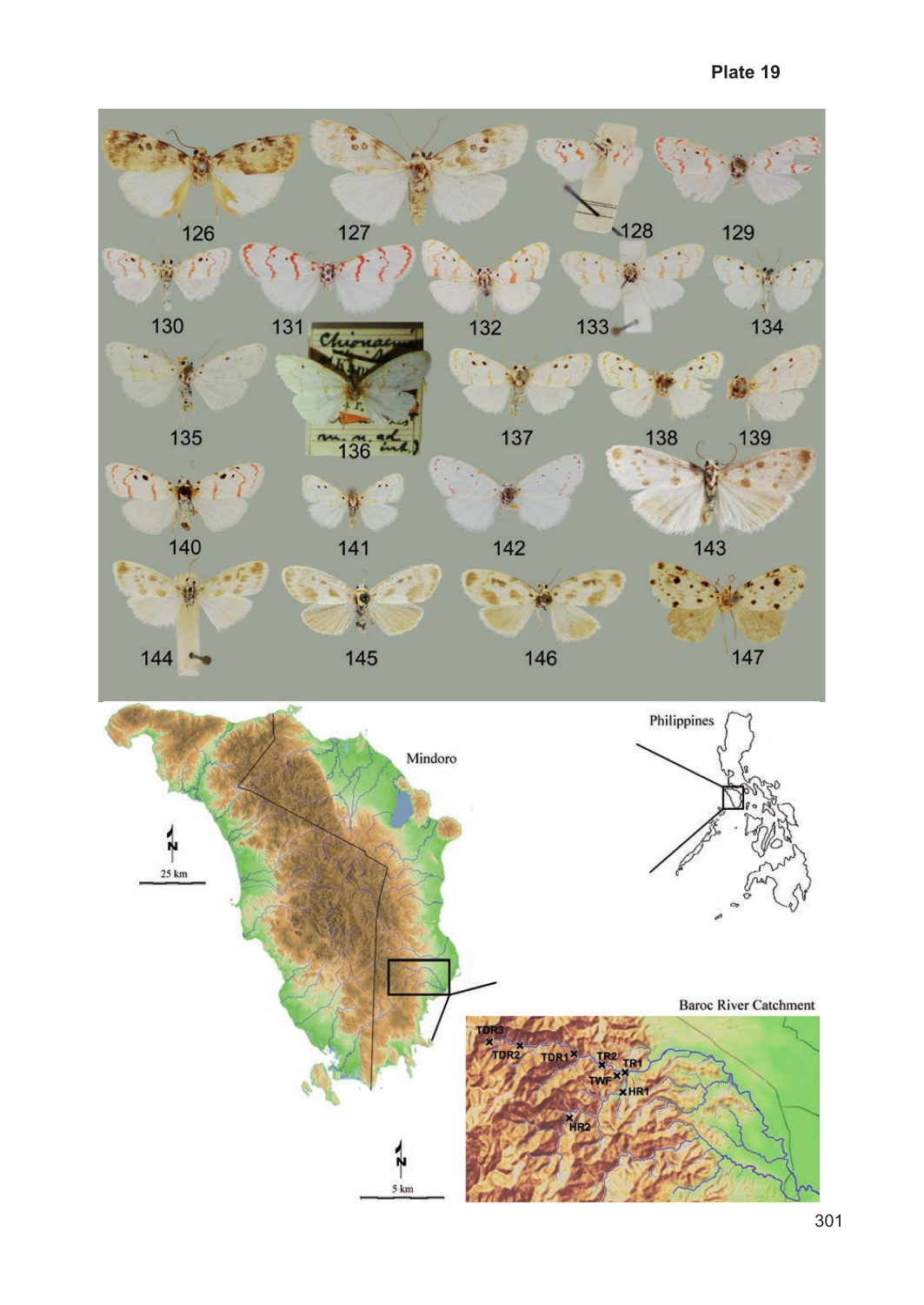# Plate 19

126 127 128 129

130 131 132 133 134

135 136 137 138 139

140 141 142 143

144 145 146 147

Mindoro

Philippines

25 km

5 km

Baroc River Catchment

TDR3 TDR2 TDR1 TR2 TR1 TWF HR1 HR2